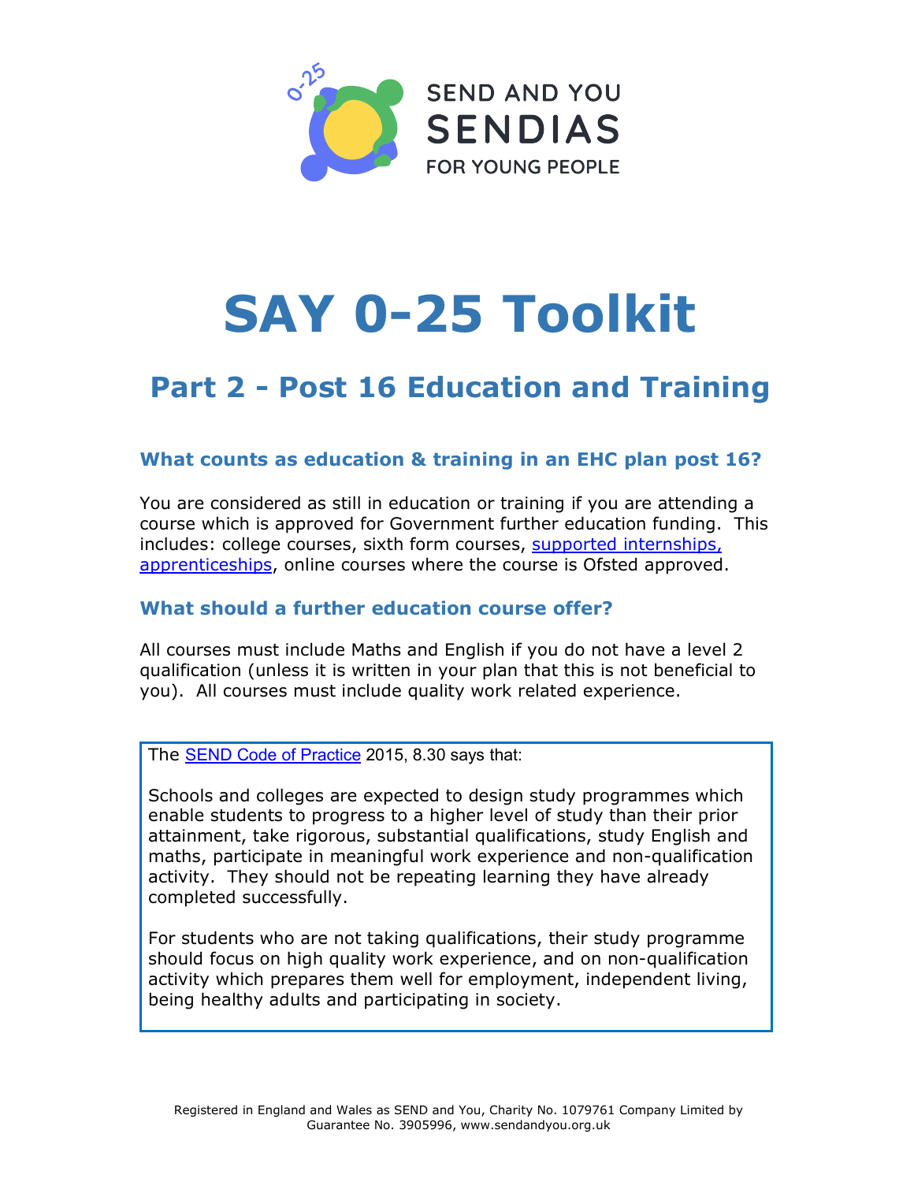SEND AND YOU
SENDIAS
FOR YOUNG PEOPLE

# SAY 0-25 Toolkit

## Part 2 - Post 16 Education and Training

### What counts as education & training in an EHC plan post 16?

You are considered as still in education or training if you are attending a course which is approved for Government further education funding. This includes: college courses, sixth form courses, supported internships, apprenticeships, online courses where the course is Ofsted approved.

### What should a further education course offer?

All courses must include Maths and English if you do not have a level 2 qualification (unless it is written in your plan that this is not beneficial to you). All courses must include quality work related experience.

> The SEND Code of Practice 2015, 8.30 says that:
>
> Schools and colleges are expected to design study programmes which enable students to progress to a higher level of study than their prior attainment, take rigorous, substantial qualifications, study English and maths, participate in meaningful work experience and non-qualification activity. They should not be repeating learning they have already completed successfully.
>
> For students who are not taking qualifications, their study programme should focus on high quality work experience, and on non-qualification activity which prepares them well for employment, independent living, being healthy adults and participating in society.

Registered in England and Wales as SEND and You, Charity No. 1079761 Company Limited by Guarantee No. 3905996, www.sendandyou.org.uk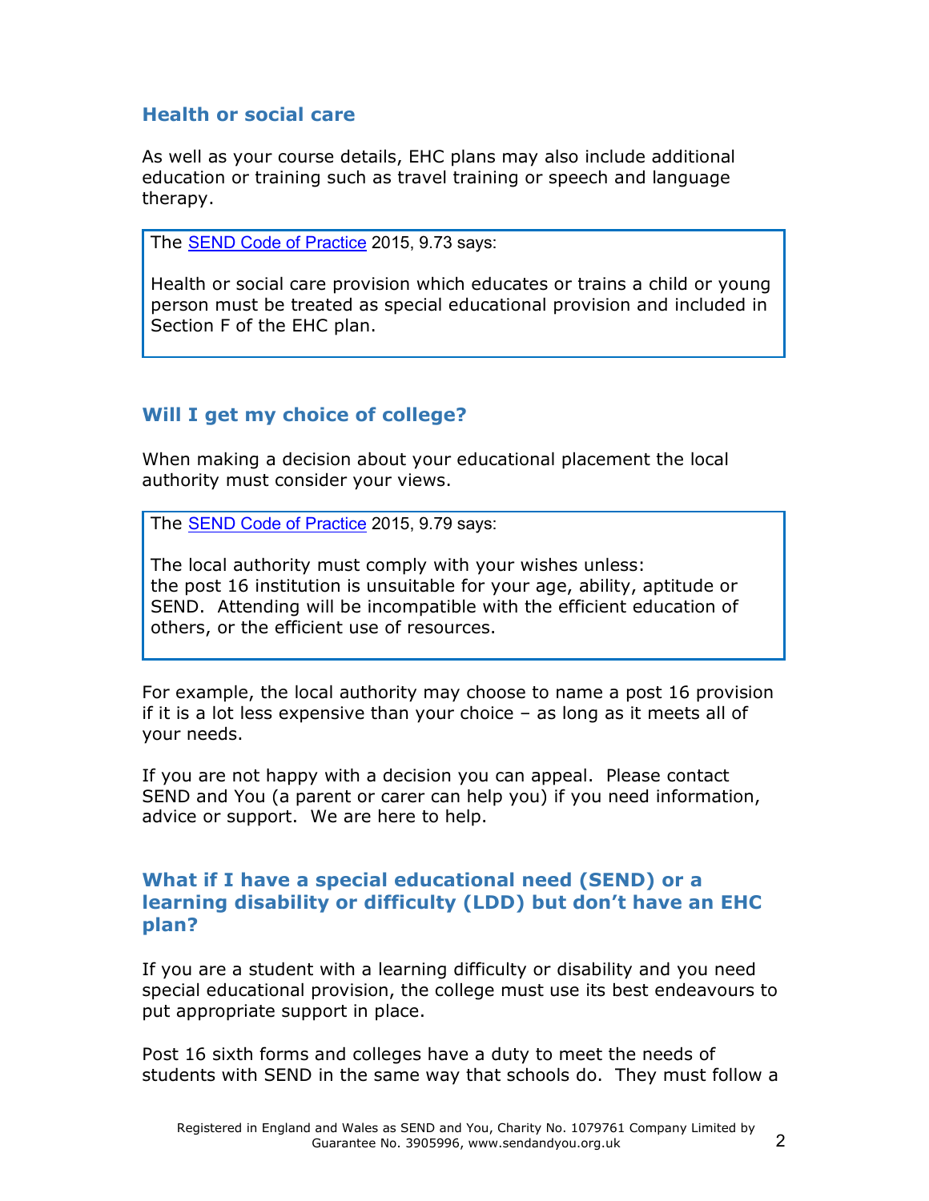## Health or social care

As well as your course details, EHC plans may also include additional education or training such as travel training or speech and language therapy.

> The SEND Code of Practice 2015, 9.73 says:
>
> Health or social care provision which educates or trains a child or young person must be treated as special educational provision and included in Section F of the EHC plan.

## Will I get my choice of college?

When making a decision about your educational placement the local authority must consider your views.

> The SEND Code of Practice 2015, 9.79 says:
>
> The local authority must comply with your wishes unless:
> the post 16 institution is unsuitable for your age, ability, aptitude or SEND. Attending will be incompatible with the efficient education of others, or the efficient use of resources.

For example, the local authority may choose to name a post 16 provision if it is a lot less expensive than your choice – as long as it meets all of your needs.

If you are not happy with a decision you can appeal. Please contact SEND and You (a parent or carer can help you) if you need information, advice or support. We are here to help.

## What if I have a special educational need (SEND) or a learning disability or difficulty (LDD) but don't have an EHC plan?

If you are a student with a learning difficulty or disability and you need special educational provision, the college must use its best endeavours to put appropriate support in place.

Post 16 sixth forms and colleges have a duty to meet the needs of students with SEND in the same way that schools do. They must follow a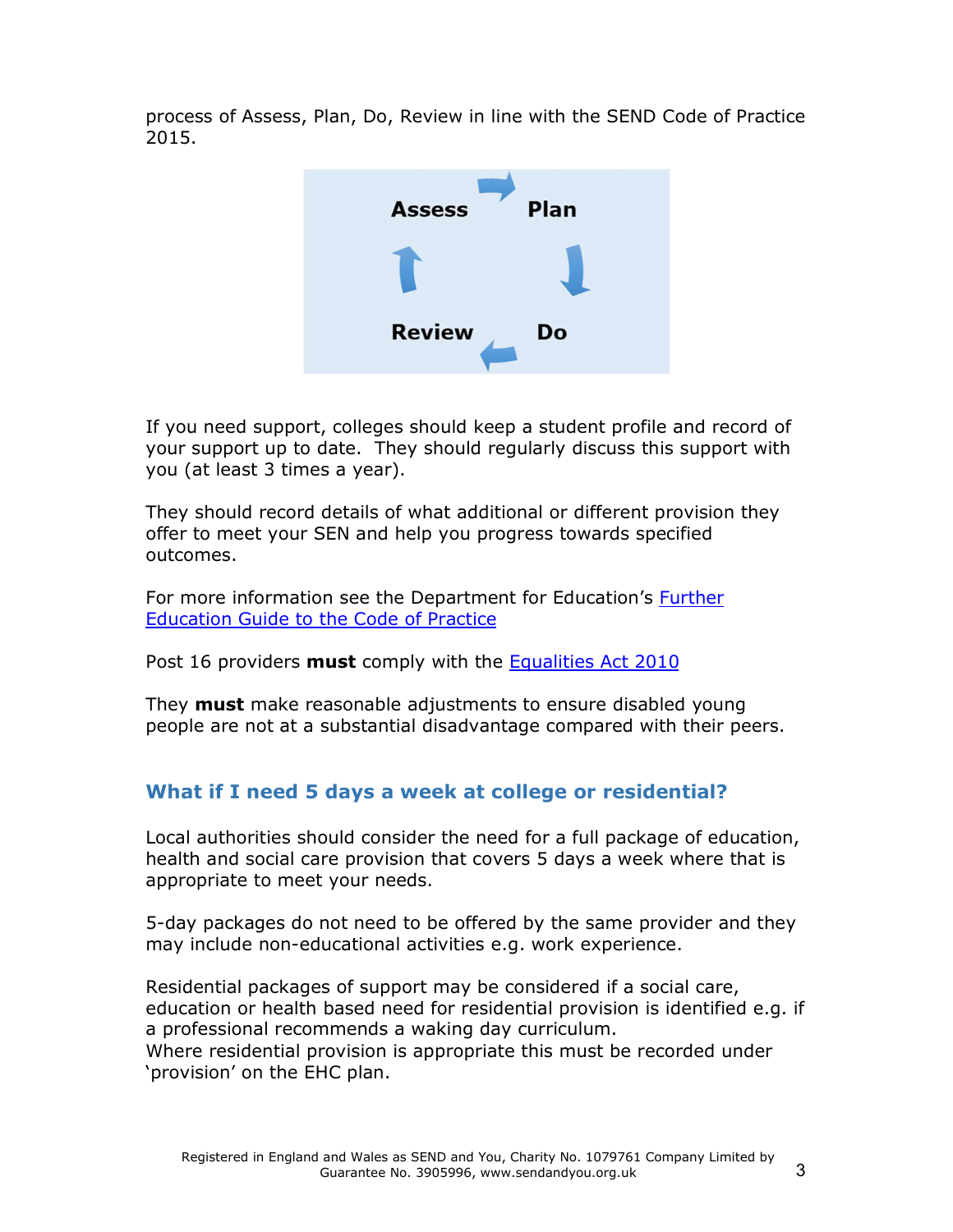process of Assess, Plan, Do, Review in line with the SEND Code of Practice 2015.

Assess → Plan → Do → Review

If you need support, colleges should keep a student profile and record of your support up to date.  They should regularly discuss this support with you (at least 3 times a year).

They should record details of what additional or different provision they offer to meet your SEN and help you progress towards specified outcomes.

For more information see the Department for Education's [Further Education Guide to the Code of Practice]()

Post 16 providers **must** comply with the [Equalities Act 2010]()

They **must** make reasonable adjustments to ensure disabled young people are not at a substantial disadvantage compared with their peers.

## What if I need 5 days a week at college or residential?

Local authorities should consider the need for a full package of education, health and social care provision that covers 5 days a week where that is appropriate to meet your needs.

5-day packages do not need to be offered by the same provider and they may include non-educational activities e.g. work experience.

Residential packages of support may be considered if a social care, education or health based need for residential provision is identified e.g. if a professional recommends a waking day curriculum.
Where residential provision is appropriate this must be recorded under 'provision' on the EHC plan.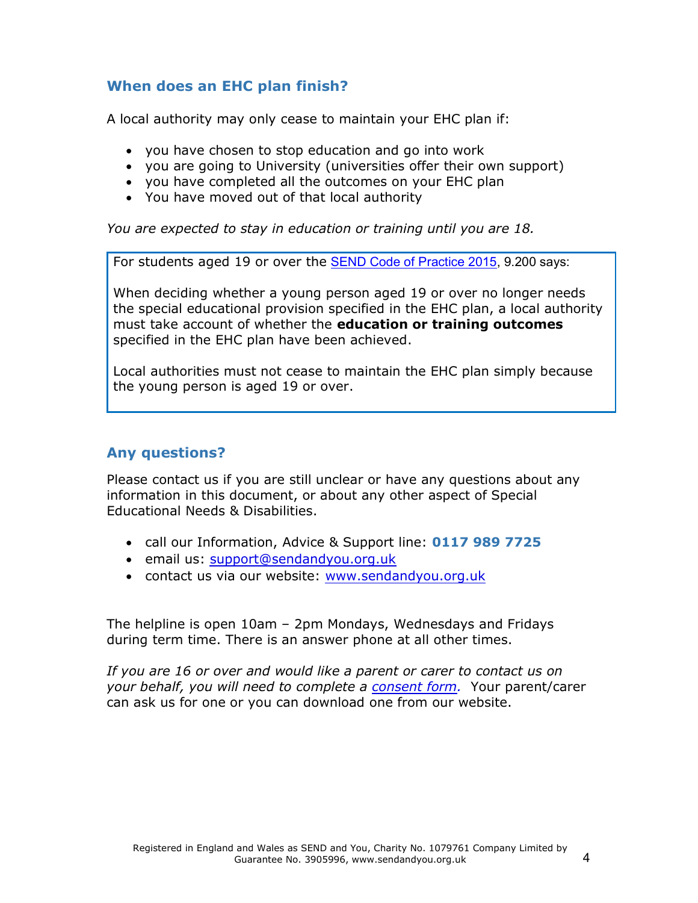## When does an EHC plan finish?

A local authority may only cease to maintain your EHC plan if:

- you have chosen to stop education and go into work
- you are going to University (universities offer their own support)
- you have completed all the outcomes on your EHC plan
- You have moved out of that local authority

*You are expected to stay in education or training until you are 18.*

> For students aged 19 or over the [SEND Code of Practice 2015](), 9.200 says:
>
> When deciding whether a young person aged 19 or over no longer needs the special educational provision specified in the EHC plan, a local authority must take account of whether the **education or training outcomes** specified in the EHC plan have been achieved.
>
> Local authorities must not cease to maintain the EHC plan simply because the young person is aged 19 or over.

## Any questions?

Please contact us if you are still unclear or have any questions about any information in this document, or about any other aspect of Special Educational Needs & Disabilities.

- call our Information, Advice & Support line: **0117 989 7725**
- email us: [support@sendandyou.org.uk](mailto:support@sendandyou.org.uk)
- contact us via our website: [www.sendandyou.org.uk](http://www.sendandyou.org.uk)

The helpline is open 10am – 2pm Mondays, Wednesdays and Fridays during term time. There is an answer phone at all other times.

*If you are 16 or over and would like a parent or carer to contact us on your behalf, you will need to complete a [consent form]().* Your parent/carer can ask us for one or you can download one from our website.

Registered in England and Wales as SEND and You, Charity No. 1079761 Company Limited by Guarantee No. 3905996, www.sendandyou.org.uk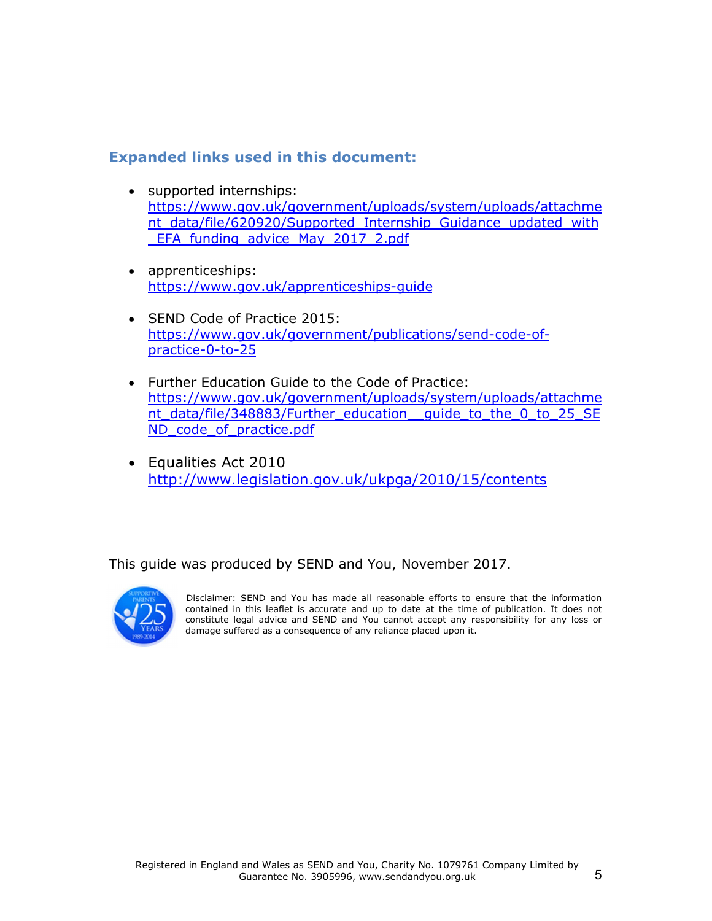### Expanded links used in this document:

- supported internships: https://www.gov.uk/government/uploads/system/uploads/attachment_data/file/620920/Supported_Internship_Guidance_updated_with_EFA_funding_advice_May_2017_2.pdf
- apprenticeships: https://www.gov.uk/apprenticeships-guide
- SEND Code of Practice 2015: https://www.gov.uk/government/publications/send-code-of-practice-0-to-25
- Further Education Guide to the Code of Practice: https://www.gov.uk/government/uploads/system/uploads/attachment_data/file/348883/Further_education__guide_to_the_0_to_25_SEND_code_of_practice.pdf
- Equalities Act 2010 http://www.legislation.gov.uk/ukpga/2010/15/contents

This guide was produced by SEND and You, November 2017.

Disclaimer: SEND and You has made all reasonable efforts to ensure that the information contained in this leaflet is accurate and up to date at the time of publication. It does not constitute legal advice and SEND and You cannot accept any responsibility for any loss or damage suffered as a consequence of any reliance placed upon it.

Registered in England and Wales as SEND and You, Charity No. 1079761 Company Limited by Guarantee No. 3905996, www.sendandyou.org.uk